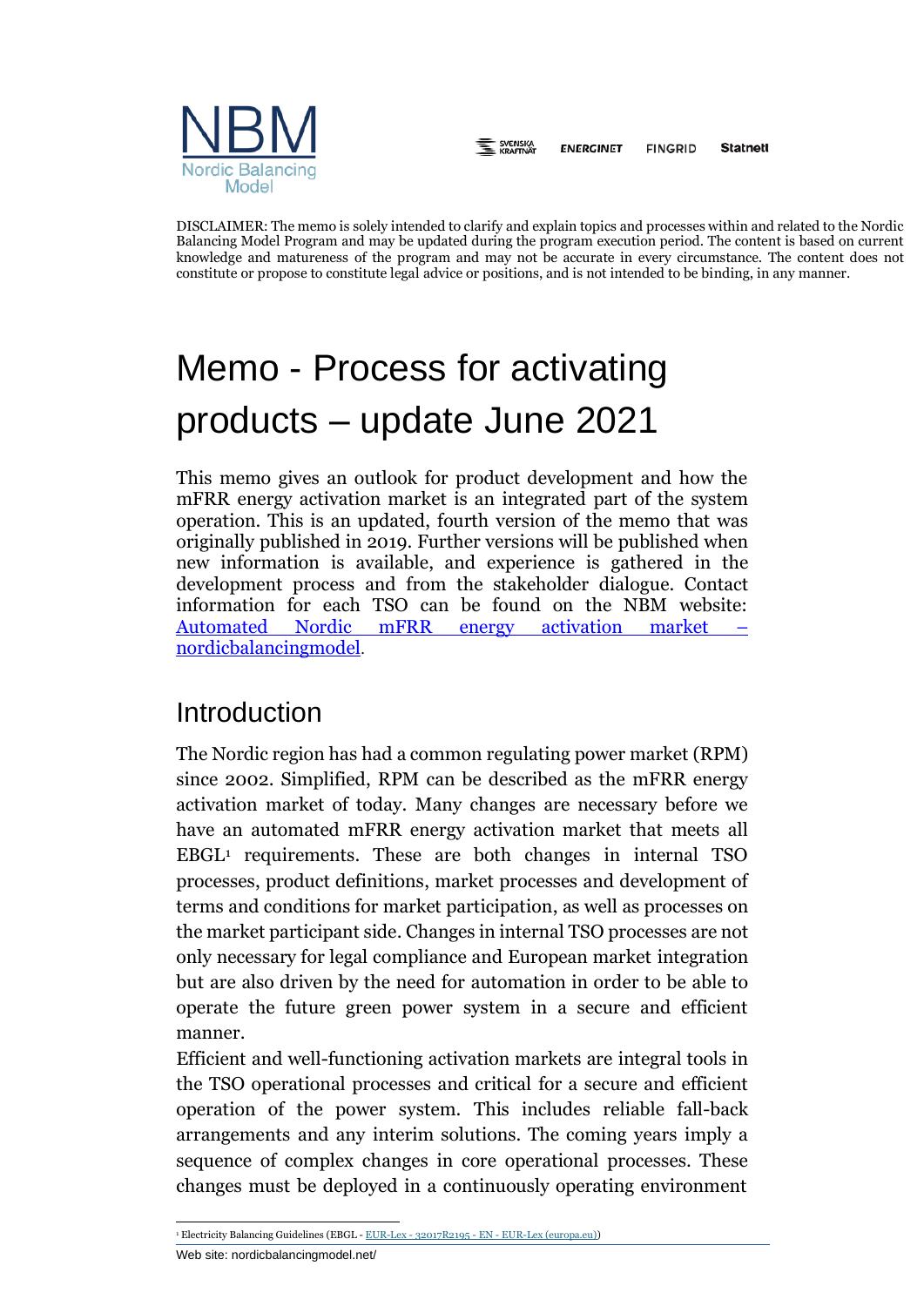NBM
Nordic Balancing Model

SVENSKA KRAFTNÄT ENERGINET FINGRID Statnett

DISCLAIMER: The memo is solely intended to clarify and explain topics and processes within and related to the Nordic Balancing Model Program and may be updated during the program execution period. The content is based on current knowledge and matureness of the program and may not be accurate in every circumstance. The content does not constitute or propose to constitute legal advice or positions, and is not intended to be binding, in any manner.

# Memo - Process for activating products – update June 2021

This memo gives an outlook for product development and how the mFRR energy activation market is an integrated part of the system operation. This is an updated, fourth version of the memo that was originally published in 2019. Further versions will be published when new information is available, and experience is gathered in the development process and from the stakeholder dialogue. Contact information for each TSO can be found on the NBM website: [Automated Nordic mFRR energy activation market – nordicbalancingmodel](https://nordicbalancingmodel.net/).

## Introduction

The Nordic region has had a common regulating power market (RPM) since 2002. Simplified, RPM can be described as the mFRR energy activation market of today. Many changes are necessary before we have an automated mFRR energy activation market that meets all EBGL[1] requirements. These are both changes in internal TSO processes, product definitions, market processes and development of terms and conditions for market participation, as well as processes on the market participant side. Changes in internal TSO processes are not only necessary for legal compliance and European market integration but are also driven by the need for automation in order to be able to operate the future green power system in a secure and efficient manner.

Efficient and well-functioning activation markets are integral tools in the TSO operational processes and critical for a secure and efficient operation of the power system. This includes reliable fall-back arrangements and any interim solutions. The coming years imply a sequence of complex changes in core operational processes. These changes must be deployed in a continuously operating environment

[1] Electricity Balancing Guidelines (EBGL - EUR-Lex - 32017R2195 - EN - EUR-Lex (europa.eu))

Web site: nordicbalancingmodel.net/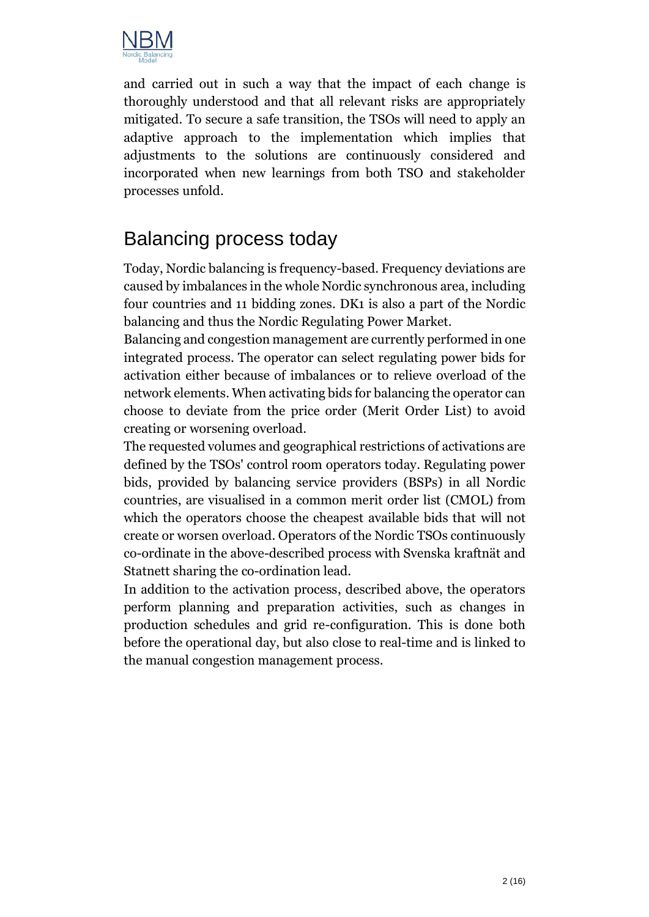and carried out in such a way that the impact of each change is thoroughly understood and that all relevant risks are appropriately mitigated. To secure a safe transition, the TSOs will need to apply an adaptive approach to the implementation which implies that adjustments to the solutions are continuously considered and incorporated when new learnings from both TSO and stakeholder processes unfold.

## Balancing process today

Today, Nordic balancing is frequency-based. Frequency deviations are caused by imbalances in the whole Nordic synchronous area, including four countries and 11 bidding zones. DK1 is also a part of the Nordic balancing and thus the Nordic Regulating Power Market.

Balancing and congestion management are currently performed in one integrated process. The operator can select regulating power bids for activation either because of imbalances or to relieve overload of the network elements. When activating bids for balancing the operator can choose to deviate from the price order (Merit Order List) to avoid creating or worsening overload.

The requested volumes and geographical restrictions of activations are defined by the TSOs' control room operators today. Regulating power bids, provided by balancing service providers (BSPs) in all Nordic countries, are visualised in a common merit order list (CMOL) from which the operators choose the cheapest available bids that will not create or worsen overload. Operators of the Nordic TSOs continuously co-ordinate in the above-described process with Svenska kraftnät and Statnett sharing the co-ordination lead.

In addition to the activation process, described above, the operators perform planning and preparation activities, such as changes in production schedules and grid re-configuration. This is done both before the operational day, but also close to real-time and is linked to the manual congestion management process.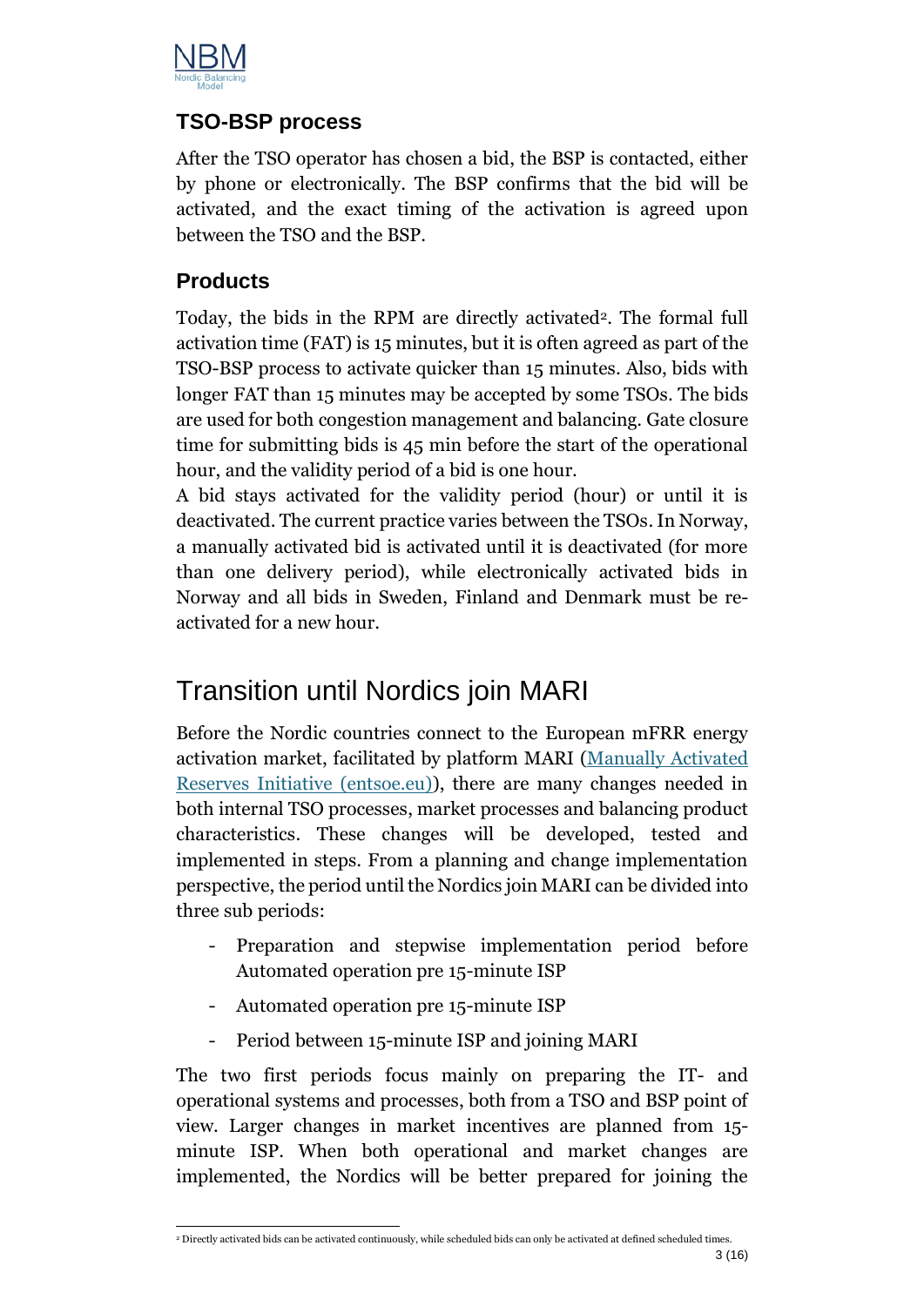### TSO-BSP process

After the TSO operator has chosen a bid, the BSP is contacted, either by phone or electronically. The BSP confirms that the bid will be activated, and the exact timing of the activation is agreed upon between the TSO and the BSP.

### Products

Today, the bids in the RPM are directly activated[2]. The formal full activation time (FAT) is 15 minutes, but it is often agreed as part of the TSO-BSP process to activate quicker than 15 minutes. Also, bids with longer FAT than 15 minutes may be accepted by some TSOs. The bids are used for both congestion management and balancing. Gate closure time for submitting bids is 45 min before the start of the operational hour, and the validity period of a bid is one hour.

A bid stays activated for the validity period (hour) or until it is deactivated. The current practice varies between the TSOs. In Norway, a manually activated bid is activated until it is deactivated (for more than one delivery period), while electronically activated bids in Norway and all bids in Sweden, Finland and Denmark must be re-activated for a new hour.

## Transition until Nordics join MARI

Before the Nordic countries connect to the European mFRR energy activation market, facilitated by platform MARI ([Manually Activated Reserves Initiative (entsoe.eu)](https://www.entsoe.eu)), there are many changes needed in both internal TSO processes, market processes and balancing product characteristics. These changes will be developed, tested and implemented in steps. From a planning and change implementation perspective, the period until the Nordics join MARI can be divided into three sub periods:

- Preparation and stepwise implementation period before Automated operation pre 15-minute ISP
- Automated operation pre 15-minute ISP
- Period between 15-minute ISP and joining MARI

The two first periods focus mainly on preparing the IT- and operational systems and processes, both from a TSO and BSP point of view. Larger changes in market incentives are planned from 15-minute ISP. When both operational and market changes are implemented, the Nordics will be better prepared for joining the

[2] Directly activated bids can be activated continuously, while scheduled bids can only be activated at defined scheduled times.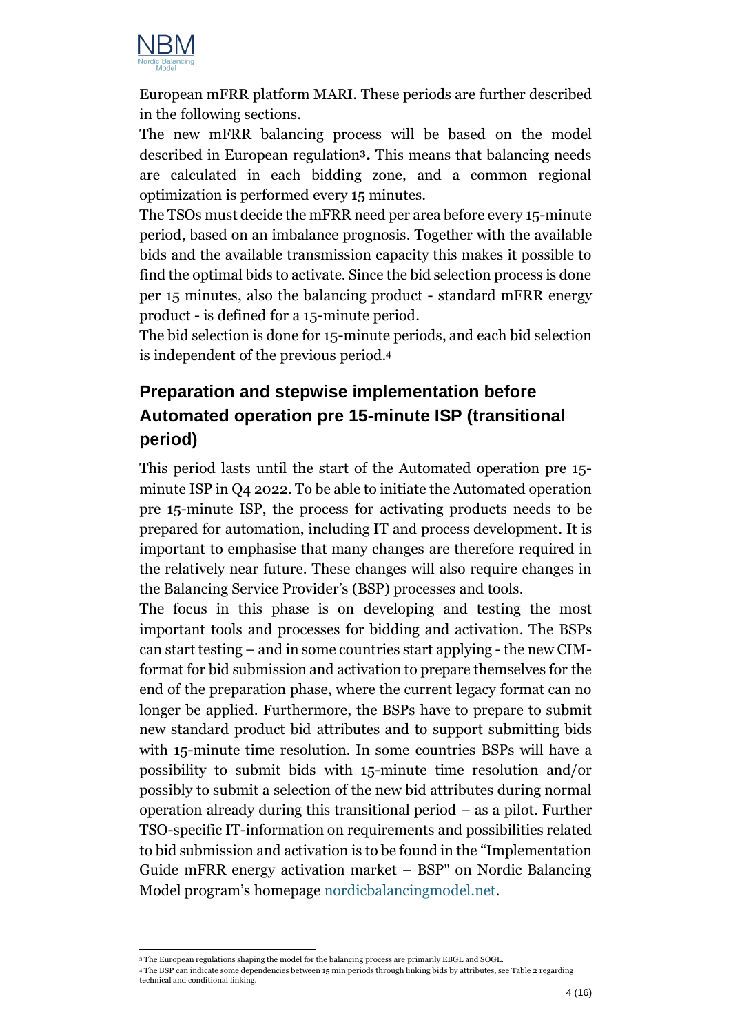European mFRR platform MARI. These periods are further described in the following sections.

The new mFRR balancing process will be based on the model described in European regulation[3]. This means that balancing needs are calculated in each bidding zone, and a common regional optimization is performed every 15 minutes.

The TSOs must decide the mFRR need per area before every 15-minute period, based on an imbalance prognosis. Together with the available bids and the available transmission capacity this makes it possible to find the optimal bids to activate. Since the bid selection process is done per 15 minutes, also the balancing product - standard mFRR energy product - is defined for a 15-minute period.

The bid selection is done for 15-minute periods, and each bid selection is independent of the previous period.[4]

## Preparation and stepwise implementation before Automated operation pre 15-minute ISP (transitional period)

This period lasts until the start of the Automated operation pre 15-minute ISP in Q4 2022. To be able to initiate the Automated operation pre 15-minute ISP, the process for activating products needs to be prepared for automation, including IT and process development. It is important to emphasise that many changes are therefore required in the relatively near future. These changes will also require changes in the Balancing Service Provider's (BSP) processes and tools.

The focus in this phase is on developing and testing the most important tools and processes for bidding and activation. The BSPs can start testing – and in some countries start applying - the new CIM-format for bid submission and activation to prepare themselves for the end of the preparation phase, where the current legacy format can no longer be applied. Furthermore, the BSPs have to prepare to submit new standard product bid attributes and to support submitting bids with 15-minute time resolution. In some countries BSPs will have a possibility to submit bids with 15-minute time resolution and/or possibly to submit a selection of the new bid attributes during normal operation already during this transitional period – as a pilot. Further TSO-specific IT-information on requirements and possibilities related to bid submission and activation is to be found in the "Implementation Guide mFRR energy activation market – BSP" on Nordic Balancing Model program's homepage [nordicbalancingmodel.net](https://nordicbalancingmodel.net).

---

[3] The European regulations shaping the model for the balancing process are primarily EBGL and SOGL.

[4] The BSP can indicate some dependencies between 15 min periods through linking bids by attributes, see Table 2 regarding technical and conditional linking.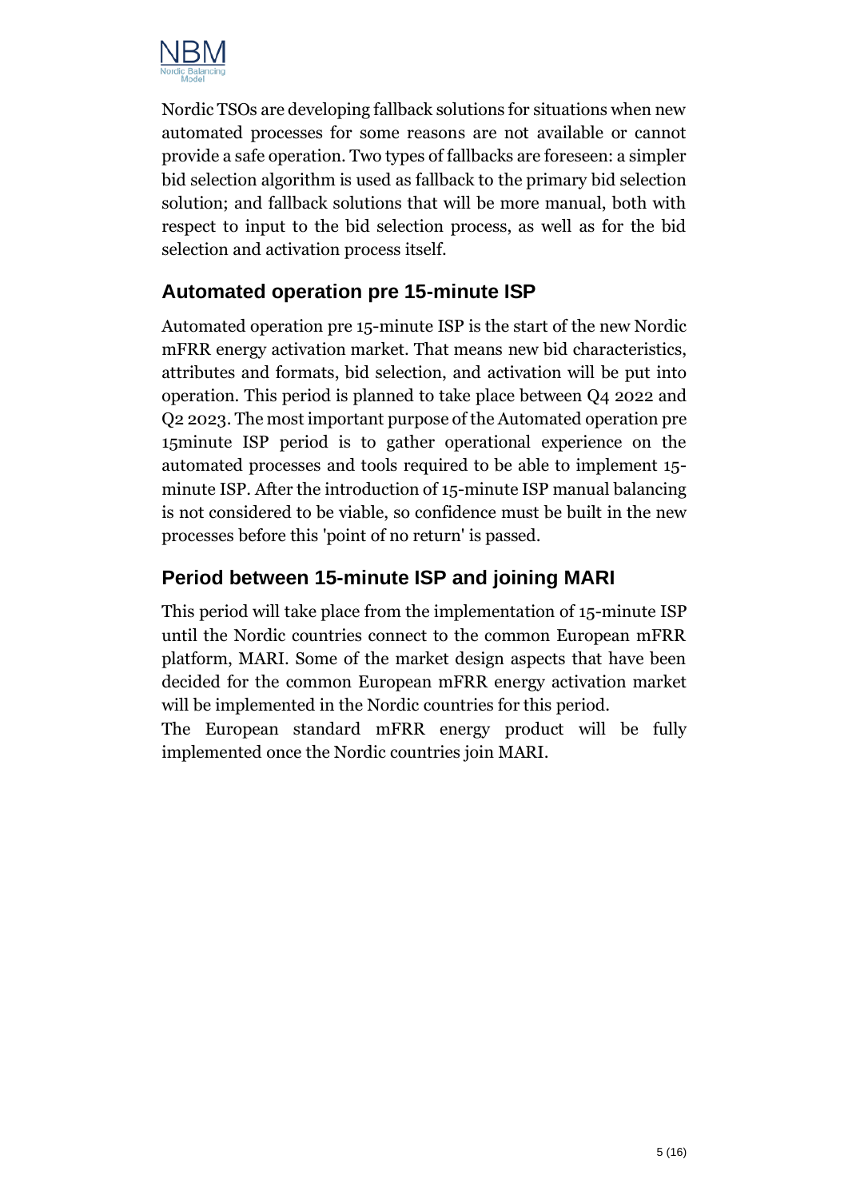Nordic TSOs are developing fallback solutions for situations when new automated processes for some reasons are not available or cannot provide a safe operation. Two types of fallbacks are foreseen: a simpler bid selection algorithm is used as fallback to the primary bid selection solution; and fallback solutions that will be more manual, both with respect to input to the bid selection process, as well as for the bid selection and activation process itself.

## Automated operation pre 15-minute ISP

Automated operation pre 15-minute ISP is the start of the new Nordic mFRR energy activation market. That means new bid characteristics, attributes and formats, bid selection, and activation will be put into operation. This period is planned to take place between Q4 2022 and Q2 2023. The most important purpose of the Automated operation pre 15minute ISP period is to gather operational experience on the automated processes and tools required to be able to implement 15-minute ISP. After the introduction of 15-minute ISP manual balancing is not considered to be viable, so confidence must be built in the new processes before this 'point of no return' is passed.

## Period between 15-minute ISP and joining MARI

This period will take place from the implementation of 15-minute ISP until the Nordic countries connect to the common European mFRR platform, MARI. Some of the market design aspects that have been decided for the common European mFRR energy activation market will be implemented in the Nordic countries for this period.

The European standard mFRR energy product will be fully implemented once the Nordic countries join MARI.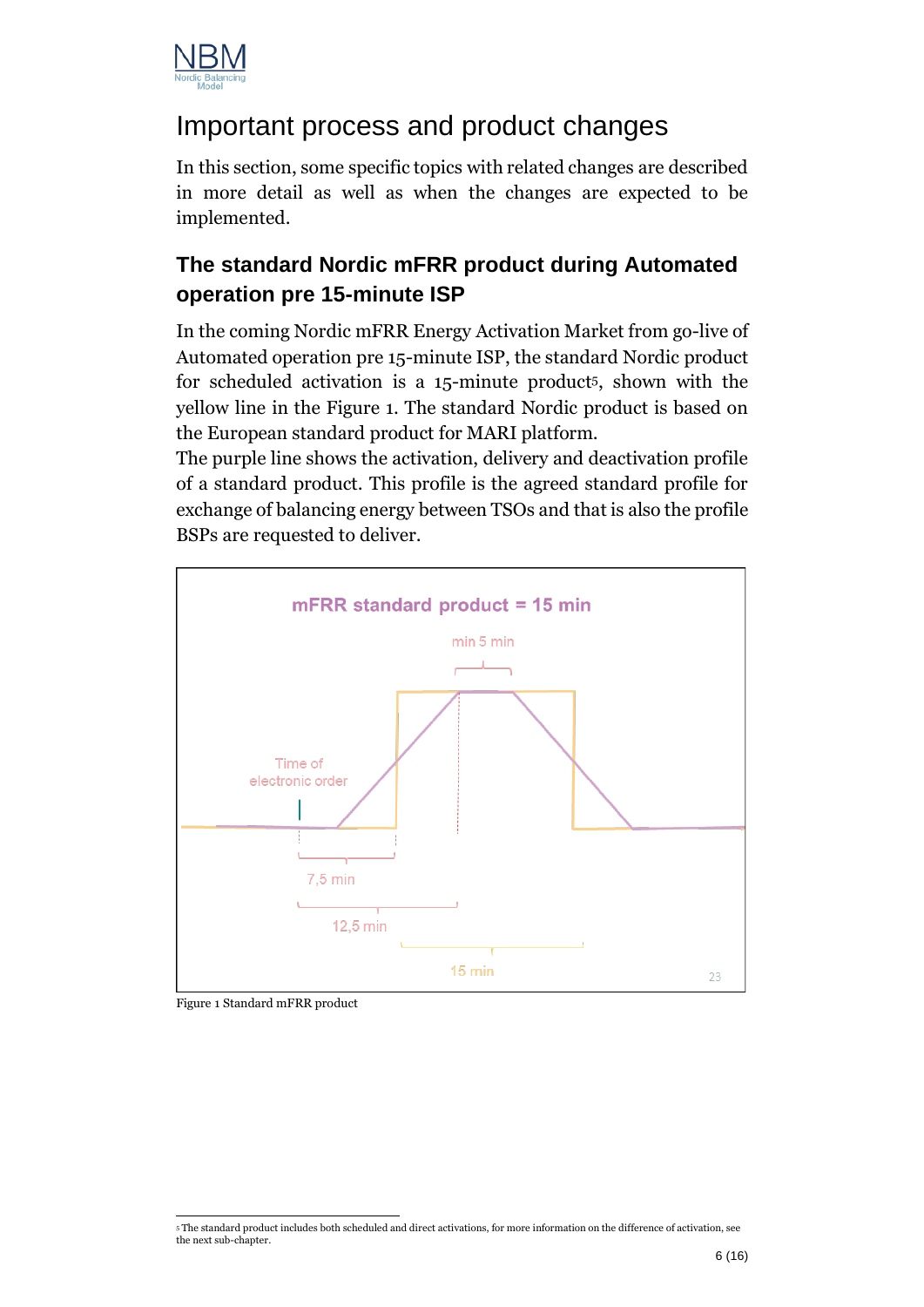# Important process and product changes

In this section, some specific topics with related changes are described in more detail as well as when the changes are expected to be implemented.

## The standard Nordic mFRR product during Automated operation pre 15-minute ISP

In the coming Nordic mFRR Energy Activation Market from go-live of Automated operation pre 15-minute ISP, the standard Nordic product for scheduled activation is a 15-minute product[5], shown with the yellow line in the Figure 1. The standard Nordic product is based on the European standard product for MARI platform.

The purple line shows the activation, delivery and deactivation profile of a standard product. This profile is the agreed standard profile for exchange of balancing energy between TSOs and that is also the profile BSPs are requested to deliver.

mFRR standard product = 15 min

min 5 min

Time of electronic order

7,5 min

12,5 min

15 min

23

Figure 1 Standard mFRR product

[5] The standard product includes both scheduled and direct activations, for more information on the difference of activation, see the next sub-chapter.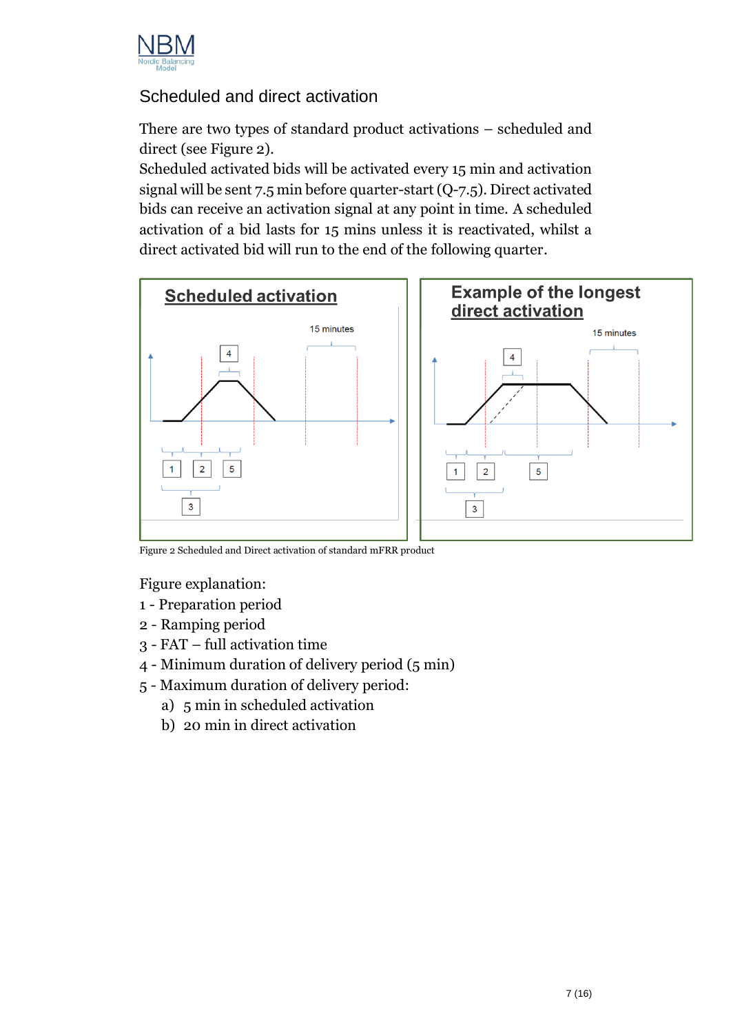## Scheduled and direct activation

There are two types of standard product activations – scheduled and direct (see Figure 2).
Scheduled activated bids will be activated every 15 min and activation signal will be sent 7.5 min before quarter-start (Q-7.5). Direct activated bids can receive an activation signal at any point in time. A scheduled activation of a bid lasts for 15 mins unless it is reactivated, whilst a direct activated bid will run to the end of the following quarter.

Figure 2 Scheduled and Direct activation of standard mFRR product

Figure explanation:

1 - Preparation period
2 - Ramping period
3 - FAT – full activation time
4 - Minimum duration of delivery period (5 min)
5 - Maximum duration of delivery period:
   a) 5 min in scheduled activation
   b) 20 min in direct activation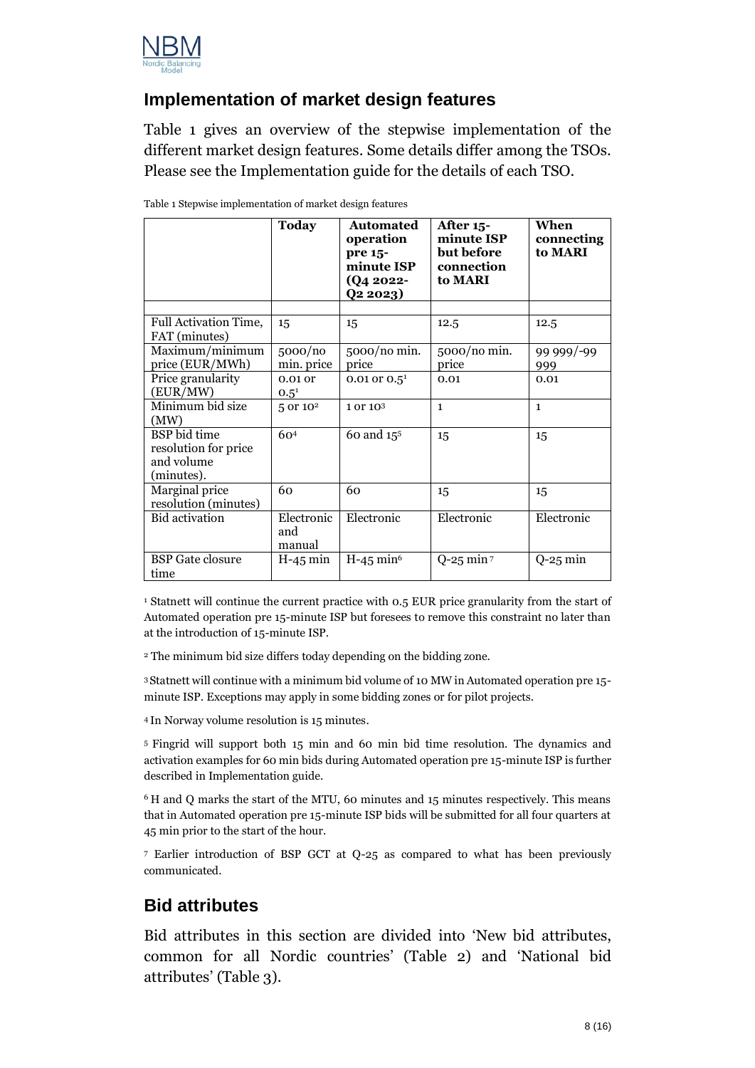## Implementation of market design features

Table 1 gives an overview of the stepwise implementation of the different market design features. Some details differ among the TSOs. Please see the Implementation guide for the details of each TSO.

Table 1 Stepwise implementation of market design features

| | Today | Automated operation pre 15-minute ISP (Q4 2022-Q2 2023) | After 15-minute ISP but before connection to MARI | When connecting to MARI |
|---|---|---|---|---|
| | | | | |
| Full Activation Time, FAT (minutes) | 15 | 15 | 12.5 | 12.5 |
| Maximum/minimum price (EUR/MWh) | 5000/no min. price | 5000/no min. price | 5000/no min. price | 99 999/-99 999 |
| Price granularity (EUR/MW) | 0.01 or 0.5[1] | 0.01 or 0.5[1] | 0.01 | 0.01 |
| Minimum bid size (MW) | 5 or 10[2] | 1 or 10[3] | 1 | 1 |
| BSP bid time resolution for price and volume (minutes). | 60[4] | 60 and 15[5] | 15 | 15 |
| Marginal price resolution (minutes) | 60 | 60 | 15 | 15 |
| Bid activation | Electronic and manual | Electronic | Electronic | Electronic |
| BSP Gate closure time | H-45 min | H-45 min[6] | Q-25 min[7] | Q-25 min |

[1] Statnett will continue the current practice with 0.5 EUR price granularity from the start of Automated operation pre 15-minute ISP but foresees to remove this constraint no later than at the introduction of 15-minute ISP.

[2] The minimum bid size differs today depending on the bidding zone.

[3] Statnett will continue with a minimum bid volume of 10 MW in Automated operation pre 15-minute ISP. Exceptions may apply in some bidding zones or for pilot projects.

[4] In Norway volume resolution is 15 minutes.

[5] Fingrid will support both 15 min and 60 min bid time resolution. The dynamics and activation examples for 60 min bids during Automated operation pre 15-minute ISP is further described in Implementation guide.

[6] H and Q marks the start of the MTU, 60 minutes and 15 minutes respectively. This means that in Automated operation pre 15-minute ISP bids will be submitted for all four quarters at 45 min prior to the start of the hour.

[7] Earlier introduction of BSP GCT at Q-25 as compared to what has been previously communicated.

## Bid attributes

Bid attributes in this section are divided into 'New bid attributes, common for all Nordic countries' (Table 2) and 'National bid attributes' (Table 3).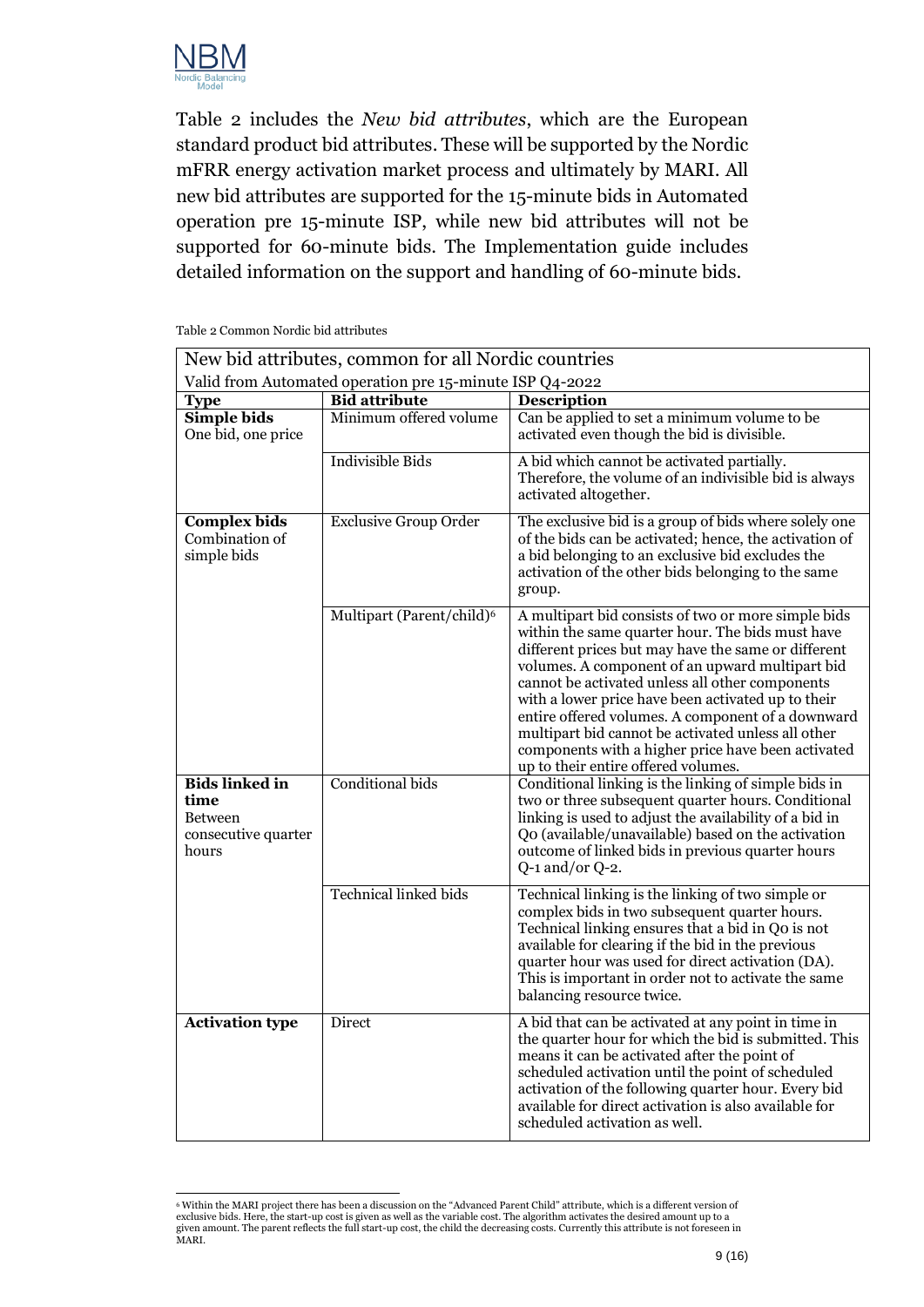Table 2 includes the *New bid attributes*, which are the European standard product bid attributes. These will be supported by the Nordic mFRR energy activation market process and ultimately by MARI. All new bid attributes are supported for the 15-minute bids in Automated operation pre 15-minute ISP, while new bid attributes will not be supported for 60-minute bids. The Implementation guide includes detailed information on the support and handling of 60-minute bids.

Table 2 Common Nordic bid attributes

| New bid attributes, common for all Nordic countries<br>Valid from Automated operation pre 15-minute ISP Q4-2022 | | |
|---|---|---|
| **Type** | **Bid attribute** | **Description** |
| **Simple bids**<br>One bid, one price | Minimum offered volume | Can be applied to set a minimum volume to be activated even though the bid is divisible. |
| | Indivisible Bids | A bid which cannot be activated partially. Therefore, the volume of an indivisible bid is always activated altogether. |
| **Complex bids**<br>Combination of simple bids | Exclusive Group Order | The exclusive bid is a group of bids where solely one of the bids can be activated; hence, the activation of a bid belonging to an exclusive bid excludes the activation of the other bids belonging to the same group. |
| | Multipart (Parent/child)[6] | A multipart bid consists of two or more simple bids within the same quarter hour. The bids must have different prices but may have the same or different volumes. A component of an upward multipart bid cannot be activated unless all other components with a lower price have been activated up to their entire offered volumes. A component of a downward multipart bid cannot be activated unless all other components with a higher price have been activated up to their entire offered volumes. |
| **Bids linked in time**<br>Between consecutive quarter hours | Conditional bids | Conditional linking is the linking of simple bids in two or three subsequent quarter hours. Conditional linking is used to adjust the availability of a bid in Q0 (available/unavailable) based on the activation outcome of linked bids in previous quarter hours Q-1 and/or Q-2. |
| | Technical linked bids | Technical linking is the linking of two simple or complex bids in two subsequent quarter hours. Technical linking ensures that a bid in Q0 is not available for clearing if the bid in the previous quarter hour was used for direct activation (DA). This is important in order not to activate the same balancing resource twice. |
| **Activation type** | Direct | A bid that can be activated at any point in time in the quarter hour for which the bid is submitted. This means it can be activated after the point of scheduled activation until the point of scheduled activation of the following quarter hour. Every bid available for direct activation is also available for scheduled activation as well. |

[6] Within the MARI project there has been a discussion on the "Advanced Parent Child" attribute, which is a different version of exclusive bids. Here, the start-up cost is given as well as the variable cost. The algorithm activates the desired amount up to a given amount. The parent reflects the full start-up cost, the child the decreasing costs. Currently this attribute is not foreseen in MARI.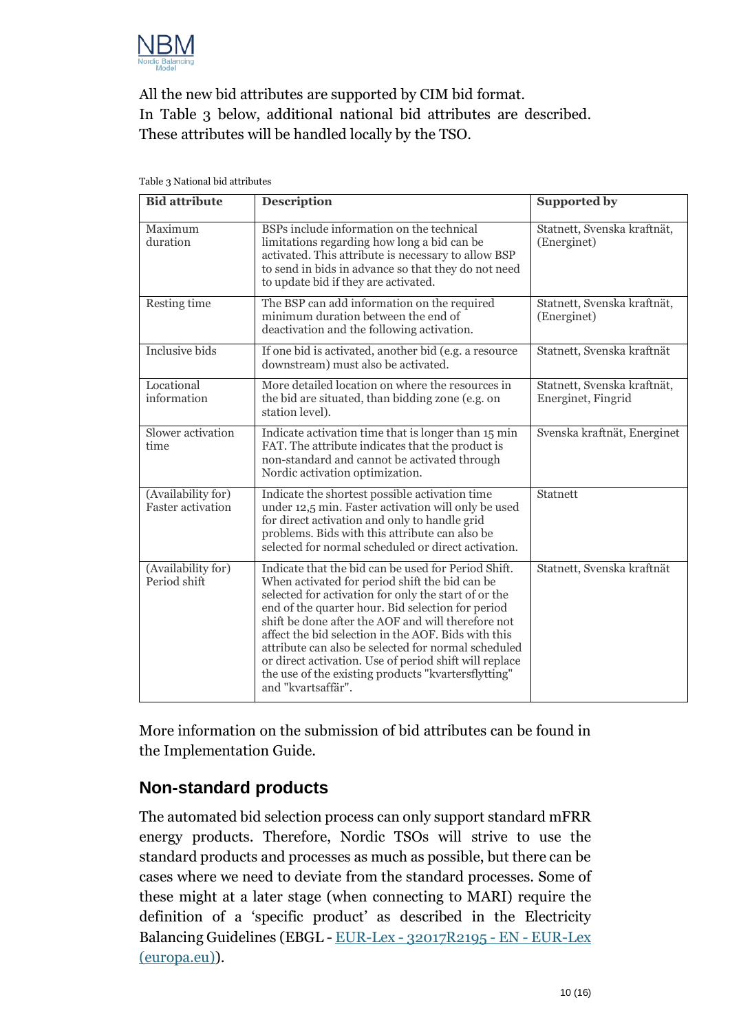All the new bid attributes are supported by CIM bid format.
In Table 3 below, additional national bid attributes are described. These attributes will be handled locally by the TSO.

Table 3 National bid attributes

| Bid attribute | Description | Supported by |
|---|---|---|
| Maximum duration | BSPs include information on the technical limitations regarding how long a bid can be activated. This attribute is necessary to allow BSP to send in bids in advance so that they do not need to update bid if they are activated. | Statnett, Svenska kraftnät, (Energinet) |
| Resting time | The BSP can add information on the required minimum duration between the end of deactivation and the following activation. | Statnett, Svenska kraftnät, (Energinet) |
| Inclusive bids | If one bid is activated, another bid (e.g. a resource downstream) must also be activated. | Statnett, Svenska kraftnät |
| Locational information | More detailed location on where the resources in the bid are situated, than bidding zone (e.g. on station level). | Statnett, Svenska kraftnät, Energinet, Fingrid |
| Slower activation time | Indicate activation time that is longer than 15 min FAT. The attribute indicates that the product is non-standard and cannot be activated through Nordic activation optimization. | Svenska kraftnät, Energinet |
| (Availability for) Faster activation | Indicate the shortest possible activation time under 12,5 min. Faster activation will only be used for direct activation and only to handle grid problems. Bids with this attribute can also be selected for normal scheduled or direct activation. | Statnett |
| (Availability for) Period shift | Indicate that the bid can be used for Period Shift. When activated for period shift the bid can be selected for activation for only the start of or the end of the quarter hour. Bid selection for period shift be done after the AOF and will therefore not affect the bid selection in the AOF. Bids with this attribute can also be selected for normal scheduled or direct activation. Use of period shift will replace the use of the existing products "kvartersflytting" and "kvartsaffär". | Statnett, Svenska kraftnät |

More information on the submission of bid attributes can be found in the Implementation Guide.

## Non-standard products

The automated bid selection process can only support standard mFRR energy products. Therefore, Nordic TSOs will strive to use the standard products and processes as much as possible, but there can be cases where we need to deviate from the standard processes. Some of these might at a later stage (when connecting to MARI) require the definition of a 'specific product' as described in the Electricity Balancing Guidelines (EBGL - [EUR-Lex - 32017R2195 - EN - EUR-Lex (europa.eu)](https://eur-lex.europa.eu/)).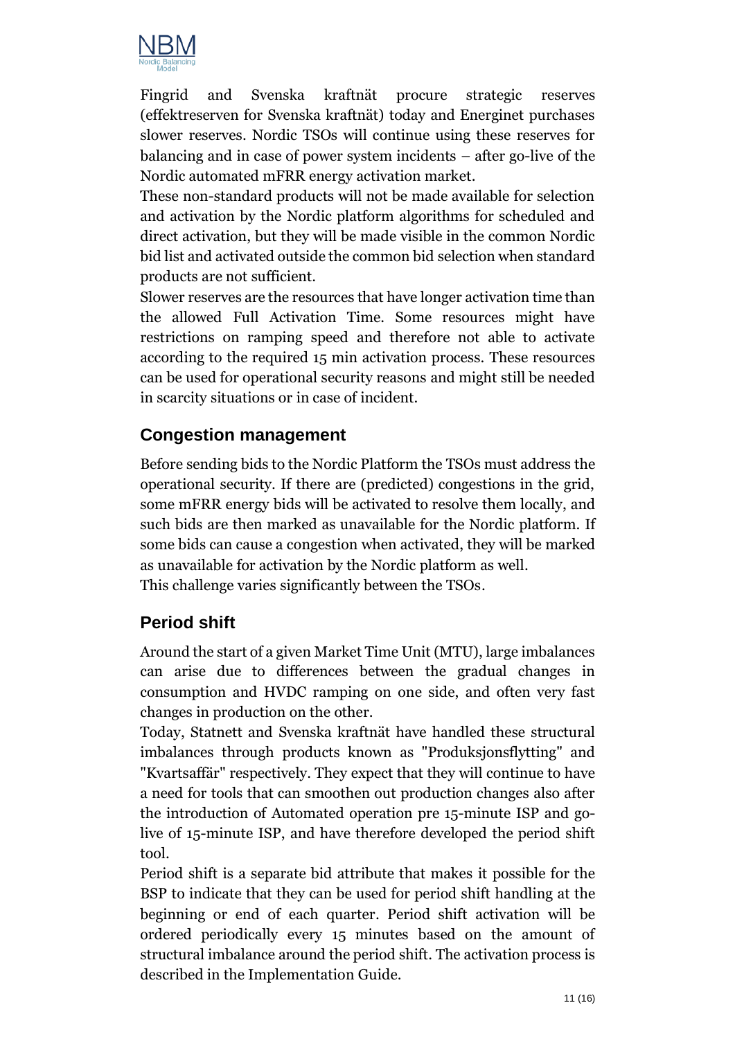Fingrid and Svenska kraftnät procure strategic reserves (effektreserven for Svenska kraftnät) today and Energinet purchases slower reserves. Nordic TSOs will continue using these reserves for balancing and in case of power system incidents – after go-live of the Nordic automated mFRR energy activation market.

These non-standard products will not be made available for selection and activation by the Nordic platform algorithms for scheduled and direct activation, but they will be made visible in the common Nordic bid list and activated outside the common bid selection when standard products are not sufficient.

Slower reserves are the resources that have longer activation time than the allowed Full Activation Time. Some resources might have restrictions on ramping speed and therefore not able to activate according to the required 15 min activation process. These resources can be used for operational security reasons and might still be needed in scarcity situations or in case of incident.

## Congestion management

Before sending bids to the Nordic Platform the TSOs must address the operational security. If there are (predicted) congestions in the grid, some mFRR energy bids will be activated to resolve them locally, and such bids are then marked as unavailable for the Nordic platform. If some bids can cause a congestion when activated, they will be marked as unavailable for activation by the Nordic platform as well.

This challenge varies significantly between the TSOs.

## Period shift

Around the start of a given Market Time Unit (MTU), large imbalances can arise due to differences between the gradual changes in consumption and HVDC ramping on one side, and often very fast changes in production on the other.

Today, Statnett and Svenska kraftnät have handled these structural imbalances through products known as "Produksjonsflytting" and "Kvartsaffär" respectively. They expect that they will continue to have a need for tools that can smoothen out production changes also after the introduction of Automated operation pre 15-minute ISP and go-live of 15-minute ISP, and have therefore developed the period shift tool.

Period shift is a separate bid attribute that makes it possible for the BSP to indicate that they can be used for period shift handling at the beginning or end of each quarter. Period shift activation will be ordered periodically every 15 minutes based on the amount of structural imbalance around the period shift. The activation process is described in the Implementation Guide.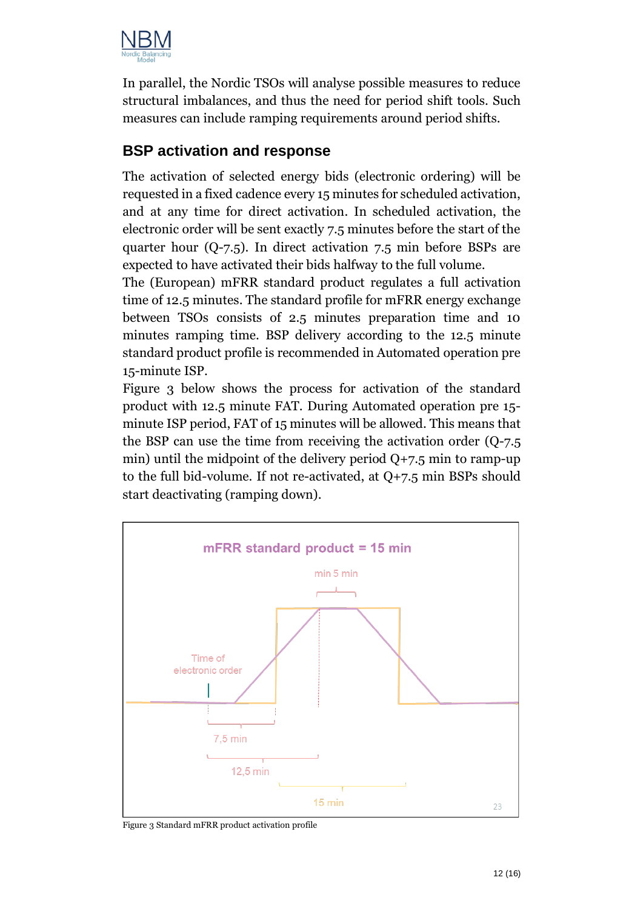In parallel, the Nordic TSOs will analyse possible measures to reduce structural imbalances, and thus the need for period shift tools. Such measures can include ramping requirements around period shifts.

## BSP activation and response

The activation of selected energy bids (electronic ordering) will be requested in a fixed cadence every 15 minutes for scheduled activation, and at any time for direct activation. In scheduled activation, the electronic order will be sent exactly 7.5 minutes before the start of the quarter hour (Q-7.5). In direct activation 7.5 min before BSPs are expected to have activated their bids halfway to the full volume.

The (European) mFRR standard product regulates a full activation time of 12.5 minutes. The standard profile for mFRR energy exchange between TSOs consists of 2.5 minutes preparation time and 10 minutes ramping time. BSP delivery according to the 12.5 minute standard product profile is recommended in Automated operation pre 15-minute ISP.

Figure 3 below shows the process for activation of the standard product with 12.5 minute FAT. During Automated operation pre 15-minute ISP period, FAT of 15 minutes will be allowed. This means that the BSP can use the time from receiving the activation order (Q-7.5 min) until the midpoint of the delivery period Q+7.5 min to ramp-up to the full bid-volume. If not re-activated, at Q+7.5 min BSPs should start deactivating (ramping down).

mFRR standard product = 15 min

min 5 min

Time of electronic order

7,5 min

12,5 min

15 min

Figure 3 Standard mFRR product activation profile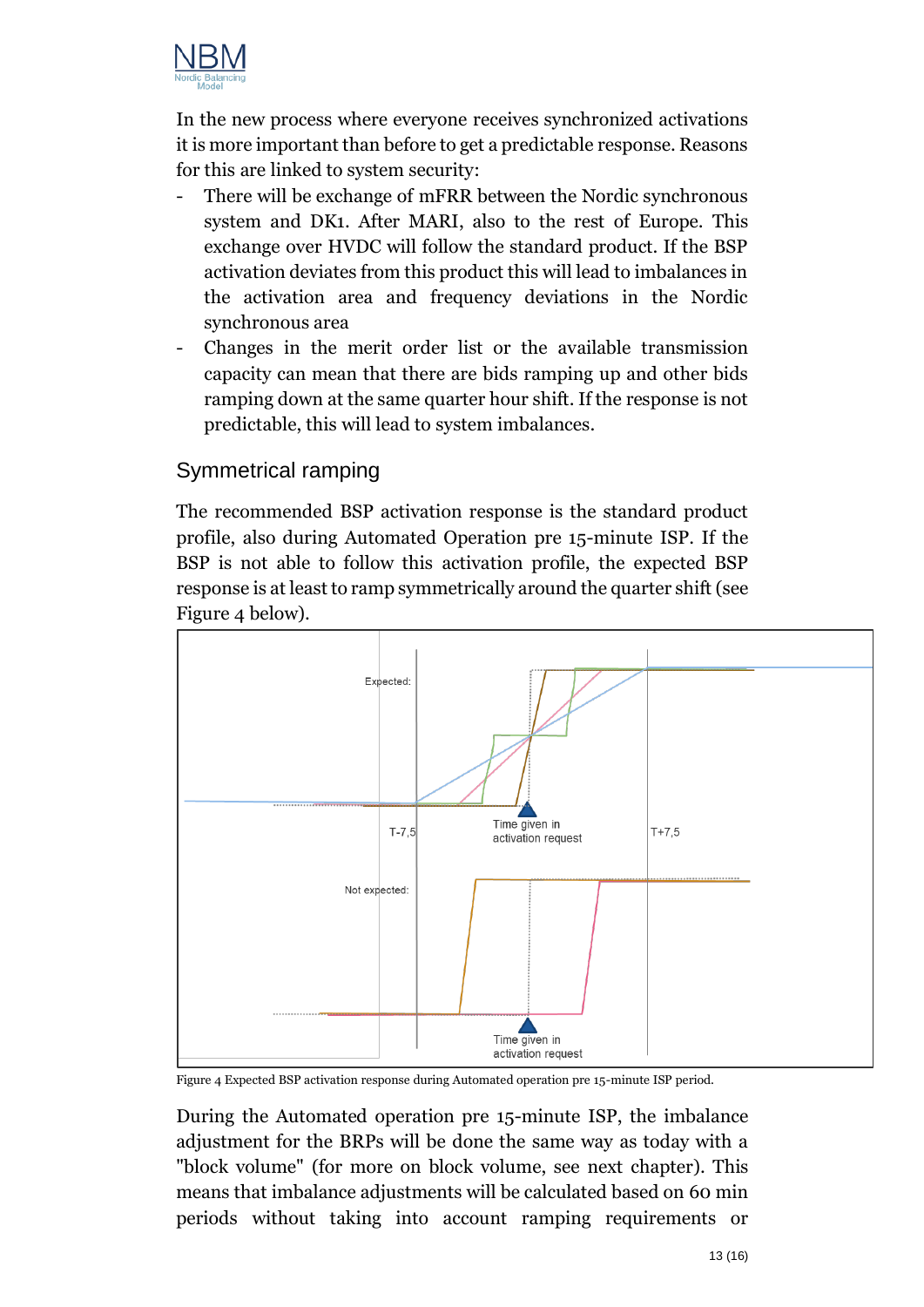In the new process where everyone receives synchronized activations it is more important than before to get a predictable response. Reasons for this are linked to system security:

- There will be exchange of mFRR between the Nordic synchronous system and DK1. After MARI, also to the rest of Europe. This exchange over HVDC will follow the standard product. If the BSP activation deviates from this product this will lead to imbalances in the activation area and frequency deviations in the Nordic synchronous area
- Changes in the merit order list or the available transmission capacity can mean that there are bids ramping up and other bids ramping down at the same quarter hour shift. If the response is not predictable, this will lead to system imbalances.

## Symmetrical ramping

The recommended BSP activation response is the standard product profile, also during Automated Operation pre 15-minute ISP. If the BSP is not able to follow this activation profile, the expected BSP response is at least to ramp symmetrically around the quarter shift (see Figure 4 below).

Figure 4 Expected BSP activation response during Automated operation pre 15-minute ISP period.

During the Automated operation pre 15-minute ISP, the imbalance adjustment for the BRPs will be done the same way as today with a "block volume" (for more on block volume, see next chapter). This means that imbalance adjustments will be calculated based on 60 min periods without taking into account ramping requirements or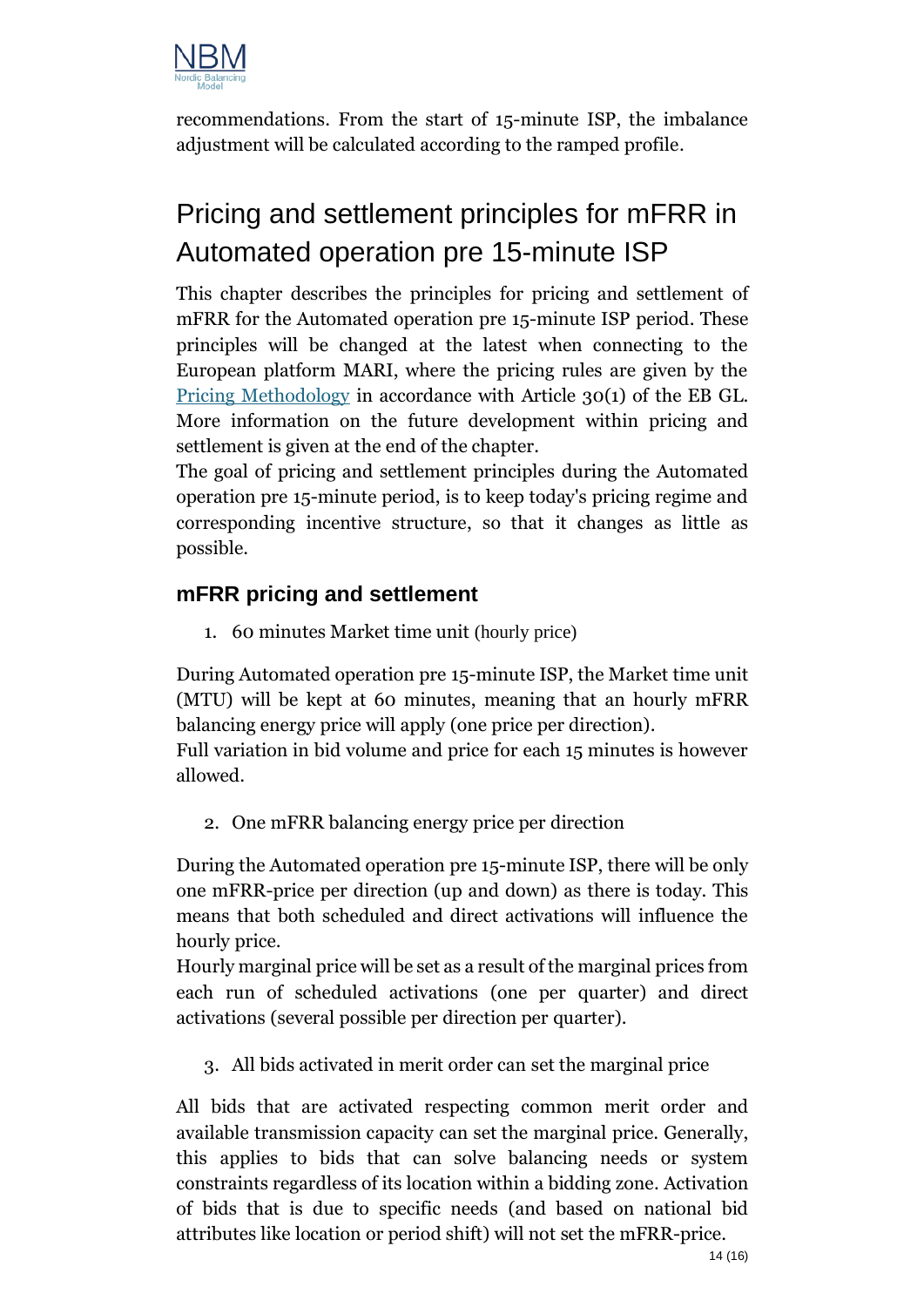recommendations. From the start of 15-minute ISP, the imbalance adjustment will be calculated according to the ramped profile.

# Pricing and settlement principles for mFRR in Automated operation pre 15-minute ISP

This chapter describes the principles for pricing and settlement of mFRR for the Automated operation pre 15-minute ISP period. These principles will be changed at the latest when connecting to the European platform MARI, where the pricing rules are given by the Pricing Methodology in accordance with Article 30(1) of the EB GL. More information on the future development within pricing and settlement is given at the end of the chapter.

The goal of pricing and settlement principles during the Automated operation pre 15-minute period, is to keep today's pricing regime and corresponding incentive structure, so that it changes as little as possible.

## mFRR pricing and settlement

1. 60 minutes Market time unit (hourly price)

During Automated operation pre 15-minute ISP, the Market time unit (MTU) will be kept at 60 minutes, meaning that an hourly mFRR balancing energy price will apply (one price per direction).

Full variation in bid volume and price for each 15 minutes is however allowed.

2. One mFRR balancing energy price per direction

During the Automated operation pre 15-minute ISP, there will be only one mFRR-price per direction (up and down) as there is today. This means that both scheduled and direct activations will influence the hourly price.

Hourly marginal price will be set as a result of the marginal prices from each run of scheduled activations (one per quarter) and direct activations (several possible per direction per quarter).

3. All bids activated in merit order can set the marginal price

All bids that are activated respecting common merit order and available transmission capacity can set the marginal price. Generally, this applies to bids that can solve balancing needs or system constraints regardless of its location within a bidding zone. Activation of bids that is due to specific needs (and based on national bid attributes like location or period shift) will not set the mFRR-price.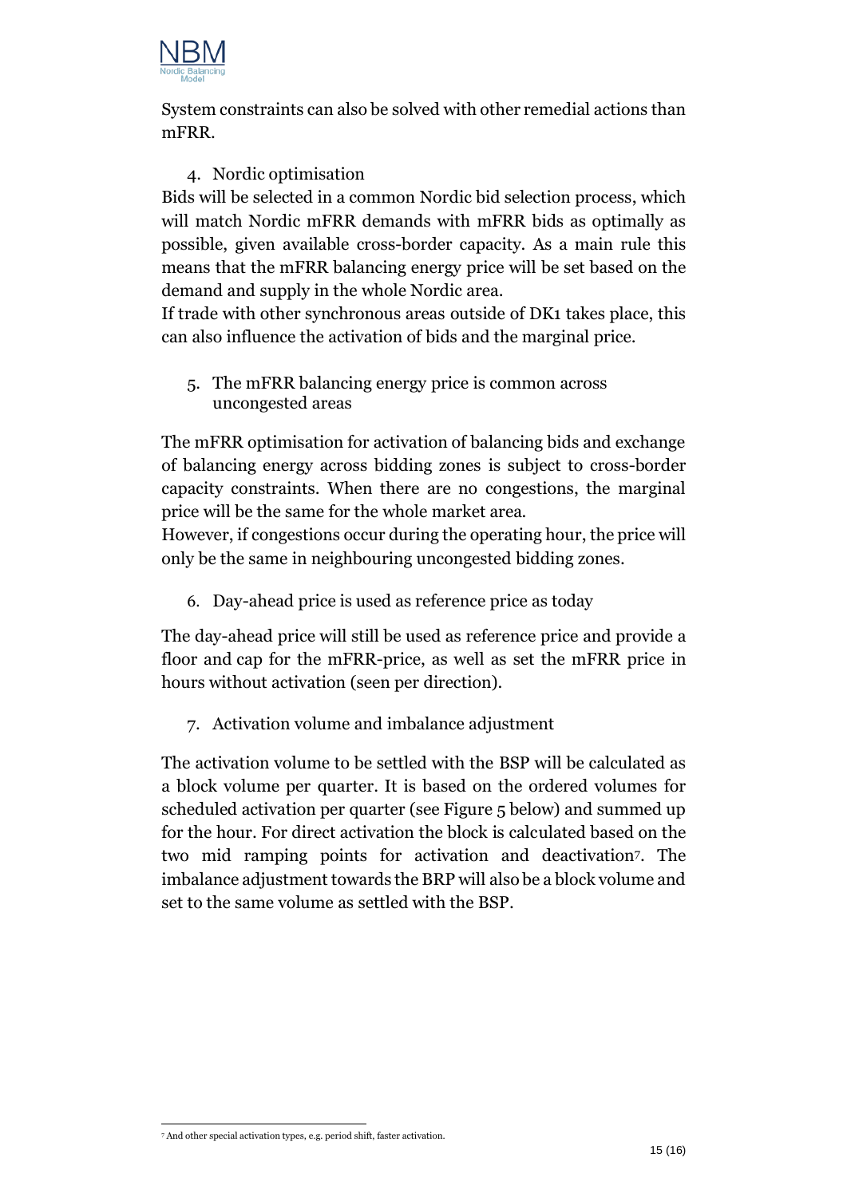System constraints can also be solved with other remedial actions than mFRR.

4. Nordic optimisation

Bids will be selected in a common Nordic bid selection process, which will match Nordic mFRR demands with mFRR bids as optimally as possible, given available cross-border capacity. As a main rule this means that the mFRR balancing energy price will be set based on the demand and supply in the whole Nordic area.

If trade with other synchronous areas outside of DK1 takes place, this can also influence the activation of bids and the marginal price.

5. The mFRR balancing energy price is common across uncongested areas

The mFRR optimisation for activation of balancing bids and exchange of balancing energy across bidding zones is subject to cross-border capacity constraints. When there are no congestions, the marginal price will be the same for the whole market area.

However, if congestions occur during the operating hour, the price will only be the same in neighbouring uncongested bidding zones.

6. Day-ahead price is used as reference price as today

The day-ahead price will still be used as reference price and provide a floor and cap for the mFRR-price, as well as set the mFRR price in hours without activation (seen per direction).

7. Activation volume and imbalance adjustment

The activation volume to be settled with the BSP will be calculated as a block volume per quarter. It is based on the ordered volumes for scheduled activation per quarter (see Figure 5 below) and summed up for the hour. For direct activation the block is calculated based on the two mid ramping points for activation and deactivation[7]. The imbalance adjustment towards the BRP will also be a block volume and set to the same volume as settled with the BSP.

[7] And other special activation types, e.g. period shift, faster activation.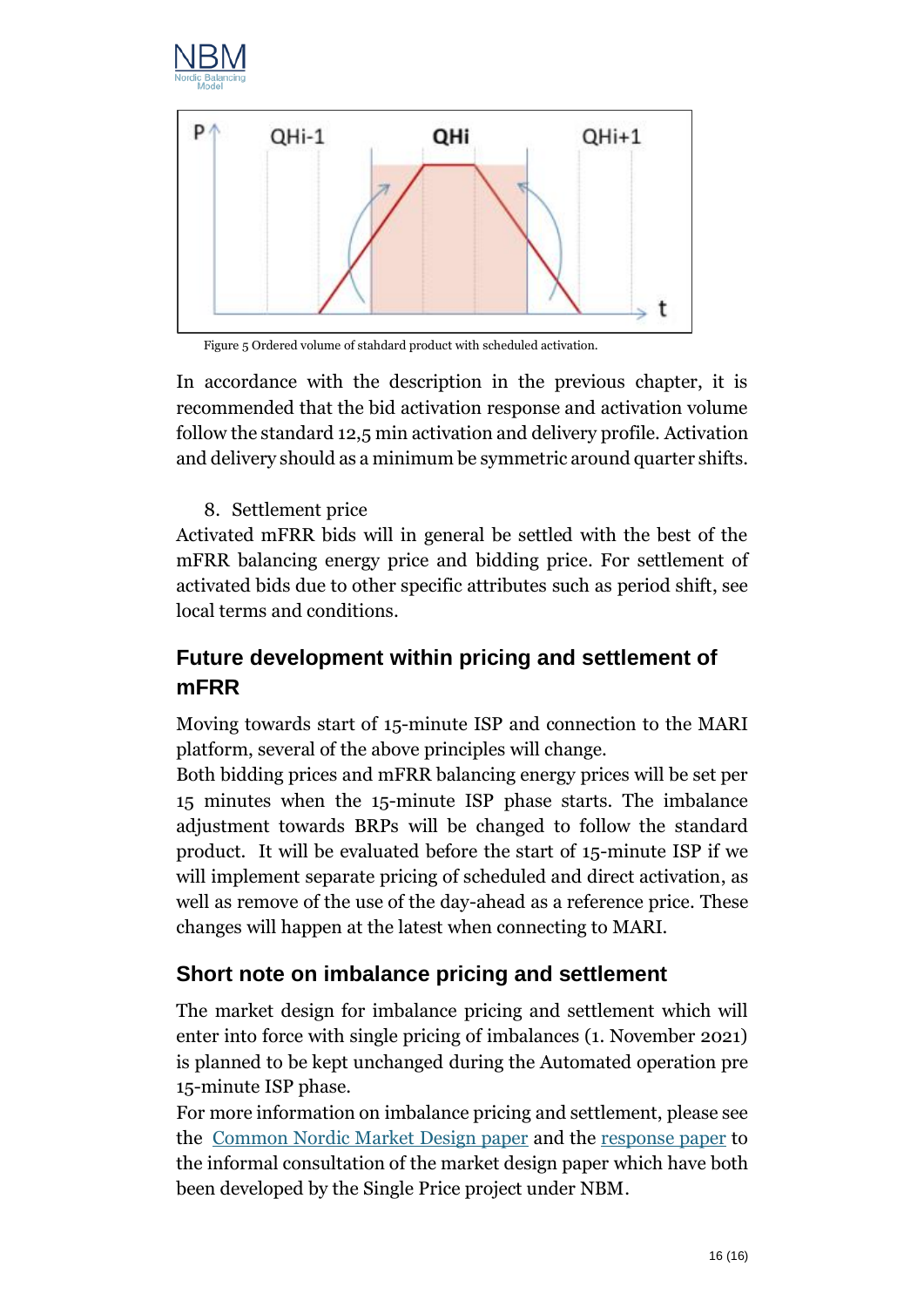P

QHi-1

QHi

QHi+1

t

Figure 5 Ordered volume of stahdard product with scheduled activation.

In accordance with the description in the previous chapter, it is recommended that the bid activation response and activation volume follow the standard 12,5 min activation and delivery profile. Activation and delivery should as a minimum be symmetric around quarter shifts.

8. Settlement price

Activated mFRR bids will in general be settled with the best of the mFRR balancing energy price and bidding price. For settlement of activated bids due to other specific attributes such as period shift, see local terms and conditions.

## Future development within pricing and settlement of mFRR

Moving towards start of 15-minute ISP and connection to the MARI platform, several of the above principles will change.
Both bidding prices and mFRR balancing energy prices will be set per 15 minutes when the 15-minute ISP phase starts. The imbalance adjustment towards BRPs will be changed to follow the standard product. It will be evaluated before the start of 15-minute ISP if we will implement separate pricing of scheduled and direct activation, as well as remove of the use of the day-ahead as a reference price. These changes will happen at the latest when connecting to MARI.

## Short note on imbalance pricing and settlement

The market design for imbalance pricing and settlement which will enter into force with single pricing of imbalances (1. November 2021) is planned to be kept unchanged during the Automated operation pre 15-minute ISP phase.
For more information on imbalance pricing and settlement, please see the Common Nordic Market Design paper and the response paper to the informal consultation of the market design paper which have both been developed by the Single Price project under NBM.